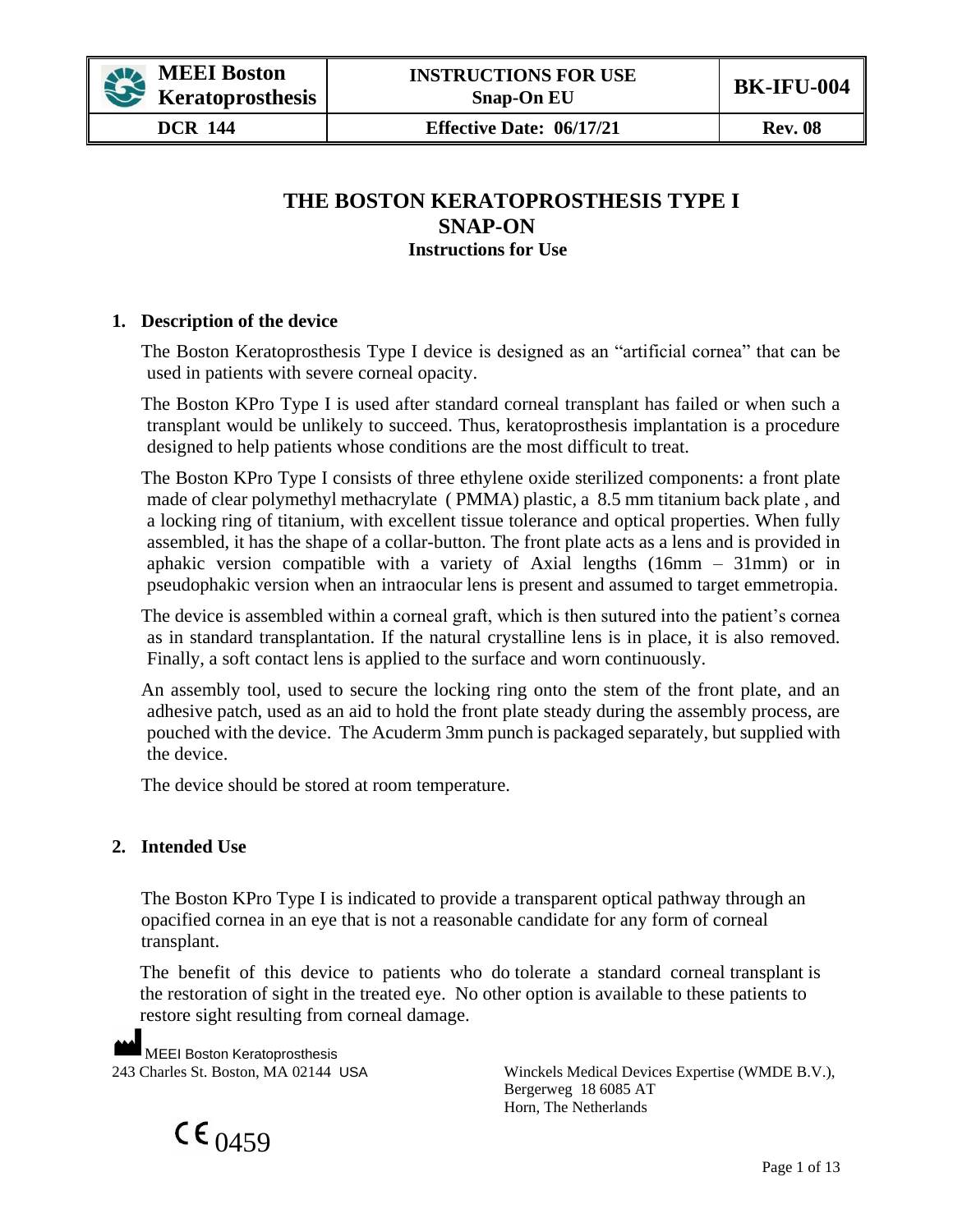| MEEI Boston Keratoprosthesis | INSTRUCTIONS FOR USE Snap-On EU | BK-IFU-004 |
|---|---|---|
| DCR 144 | Effective Date: 06/17/21 | Rev. 08 |

# THE BOSTON KERATOPROSTHESIS TYPE I SNAP-ON

**Instructions for Use**

## 1. Description of the device

The Boston Keratoprosthesis Type I device is designed as an "artificial cornea" that can be used in patients with severe corneal opacity.

The Boston KPro Type I is used after standard corneal transplant has failed or when such a transplant would be unlikely to succeed. Thus, keratoprosthesis implantation is a procedure designed to help patients whose conditions are the most difficult to treat.

The Boston KPro Type I consists of three ethylene oxide sterilized components: a front plate made of clear polymethyl methacrylate ( PMMA) plastic, a 8.5 mm titanium back plate , and a locking ring of titanium, with excellent tissue tolerance and optical properties. When fully assembled, it has the shape of a collar-button. The front plate acts as a lens and is provided in aphakic version compatible with a variety of Axial lengths (16mm – 31mm) or in pseudophakic version when an intraocular lens is present and assumed to target emmetropia.

The device is assembled within a corneal graft, which is then sutured into the patient's cornea as in standard transplantation. If the natural crystalline lens is in place, it is also removed. Finally, a soft contact lens is applied to the surface and worn continuously.

An assembly tool, used to secure the locking ring onto the stem of the front plate, and an adhesive patch, used as an aid to hold the front plate steady during the assembly process, are pouched with the device. The Acuderm 3mm punch is packaged separately, but supplied with the device.

The device should be stored at room temperature.

## 2. Intended Use

The Boston KPro Type I is indicated to provide a transparent optical pathway through an opacified cornea in an eye that is not a reasonable candidate for any form of corneal transplant.

The benefit of this device to patients who do tolerate a standard corneal transplant is the restoration of sight in the treated eye. No other option is available to these patients to restore sight resulting from corneal damage.

MEEI Boston Keratoprosthesis
243 Charles St. Boston, MA 02144 USA

Winckels Medical Devices Expertise (WMDE B.V.),
Bergerweg 18 6085 AT
Horn, The Netherlands

CE 0459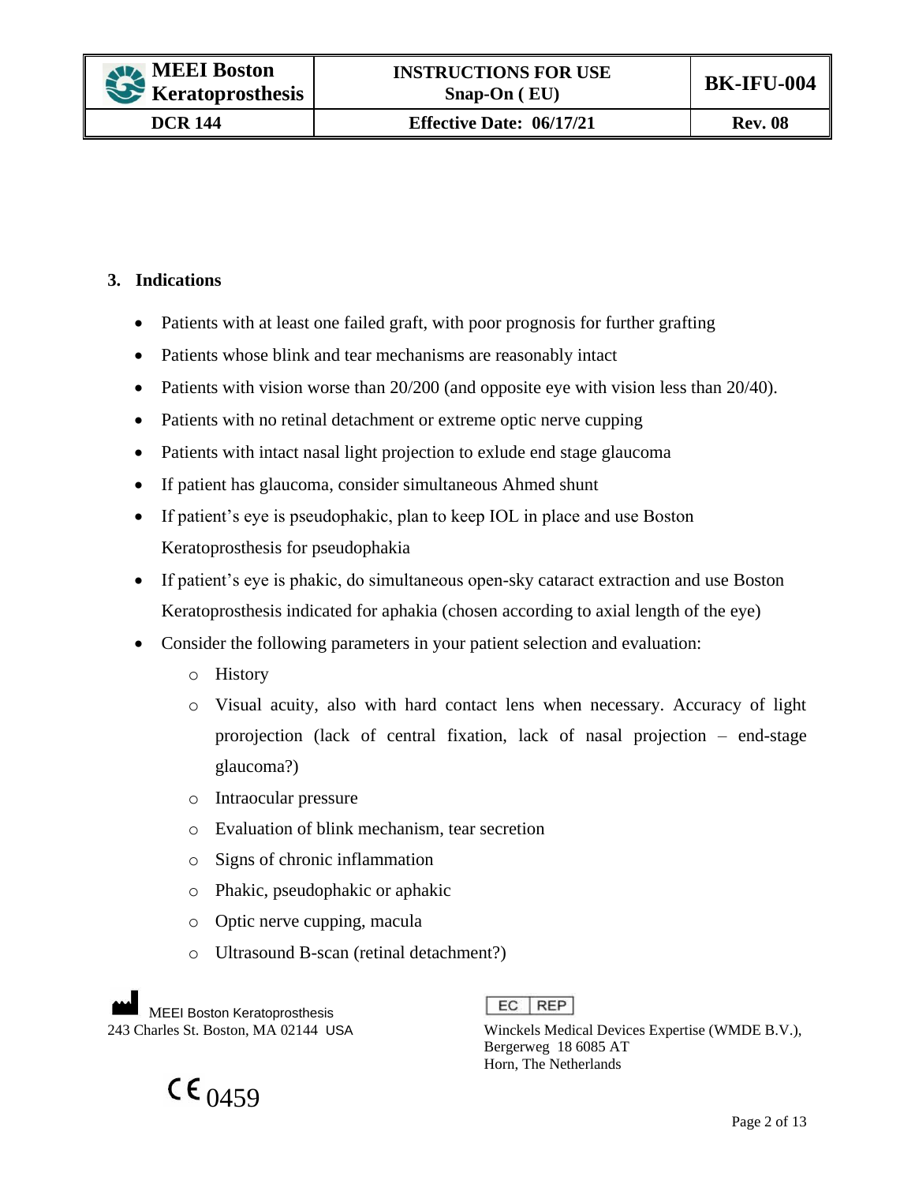## 3. Indications

- Patients with at least one failed graft, with poor prognosis for further grafting
- Patients whose blink and tear mechanisms are reasonably intact
- Patients with vision worse than 20/200 (and opposite eye with vision less than 20/40).
- Patients with no retinal detachment or extreme optic nerve cupping
- Patients with intact nasal light projection to exlude end stage glaucoma
- If patient has glaucoma, consider simultaneous Ahmed shunt
- If patient's eye is pseudophakic, plan to keep IOL in place and use Boston Keratoprosthesis for pseudophakia
- If patient's eye is phakic, do simultaneous open-sky cataract extraction and use Boston Keratoprosthesis indicated for aphakia (chosen according to axial length of the eye)
- Consider the following parameters in your patient selection and evaluation:
  - History
  - Visual acuity, also with hard contact lens when necessary. Accuracy of light prorojection (lack of central fixation, lack of nasal projection – end-stage glaucoma?)
  - Intraocular pressure
  - Evaluation of blink mechanism, tear secretion
  - Signs of chronic inflammation
  - Phakic, pseudophakic or aphakic
  - Optic nerve cupping, macula
  - Ultrasound B-scan (retinal detachment?)

MEEI Boston Keratoprosthesis
243 Charles St. Boston, MA 02144 USA

EC REP
Winckels Medical Devices Expertise (WMDE B.V.),
Bergerweg 18 6085 AT
Horn, The Netherlands

CE 0459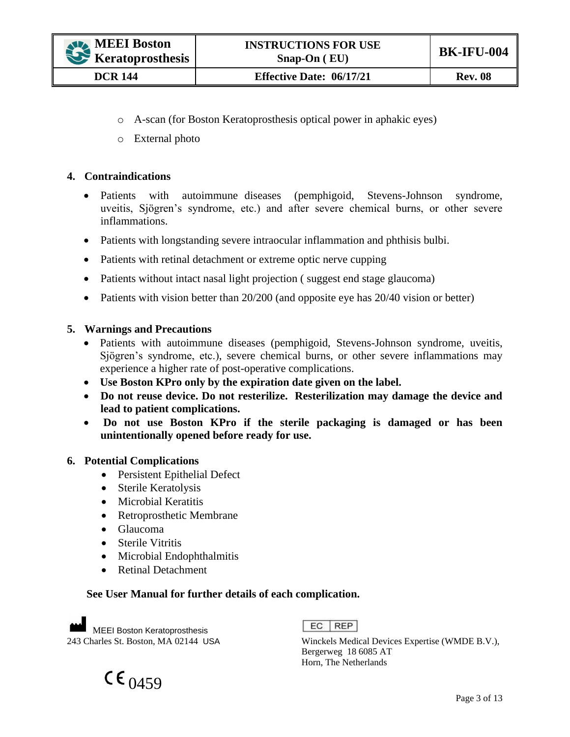- A-scan (for Boston Keratoprosthesis optical power in aphakic eyes)
- External photo

## 4. Contraindications

- Patients with autoimmune diseases (pemphigoid, Stevens-Johnson syndrome, uveitis, Sjögren's syndrome, etc.) and after severe chemical burns, or other severe inflammations.
- Patients with longstanding severe intraocular inflammation and phthisis bulbi.
- Patients with retinal detachment or extreme optic nerve cupping
- Patients without intact nasal light projection ( suggest end stage glaucoma)
- Patients with vision better than 20/200 (and opposite eye has 20/40 vision or better)

## 5. Warnings and Precautions

- Patients with autoimmune diseases (pemphigoid, Stevens-Johnson syndrome, uveitis, Sjögren's syndrome, etc.), severe chemical burns, or other severe inflammations may experience a higher rate of post-operative complications.
- **Use Boston KPro only by the expiration date given on the label.**
- **Do not reuse device. Do not resterilize. Resterilization may damage the device and lead to patient complications.**
- **Do not use Boston KPro if the sterile packaging is damaged or has been unintentionally opened before ready for use.**

## 6. Potential Complications

- Persistent Epithelial Defect
- Sterile Keratolysis
- Microbial Keratitis
- Retroprosthetic Membrane
- Glaucoma
- Sterile Vitritis
- Microbial Endophthalmitis
- Retinal Detachment

**See User Manual for further details of each complication.**

MEEI Boston Keratoprosthesis
243 Charles St. Boston, MA 02144 USA

EC REP
Winckels Medical Devices Expertise (WMDE B.V.),
Bergerweg 18 6085 AT
Horn, The Netherlands

CE 0459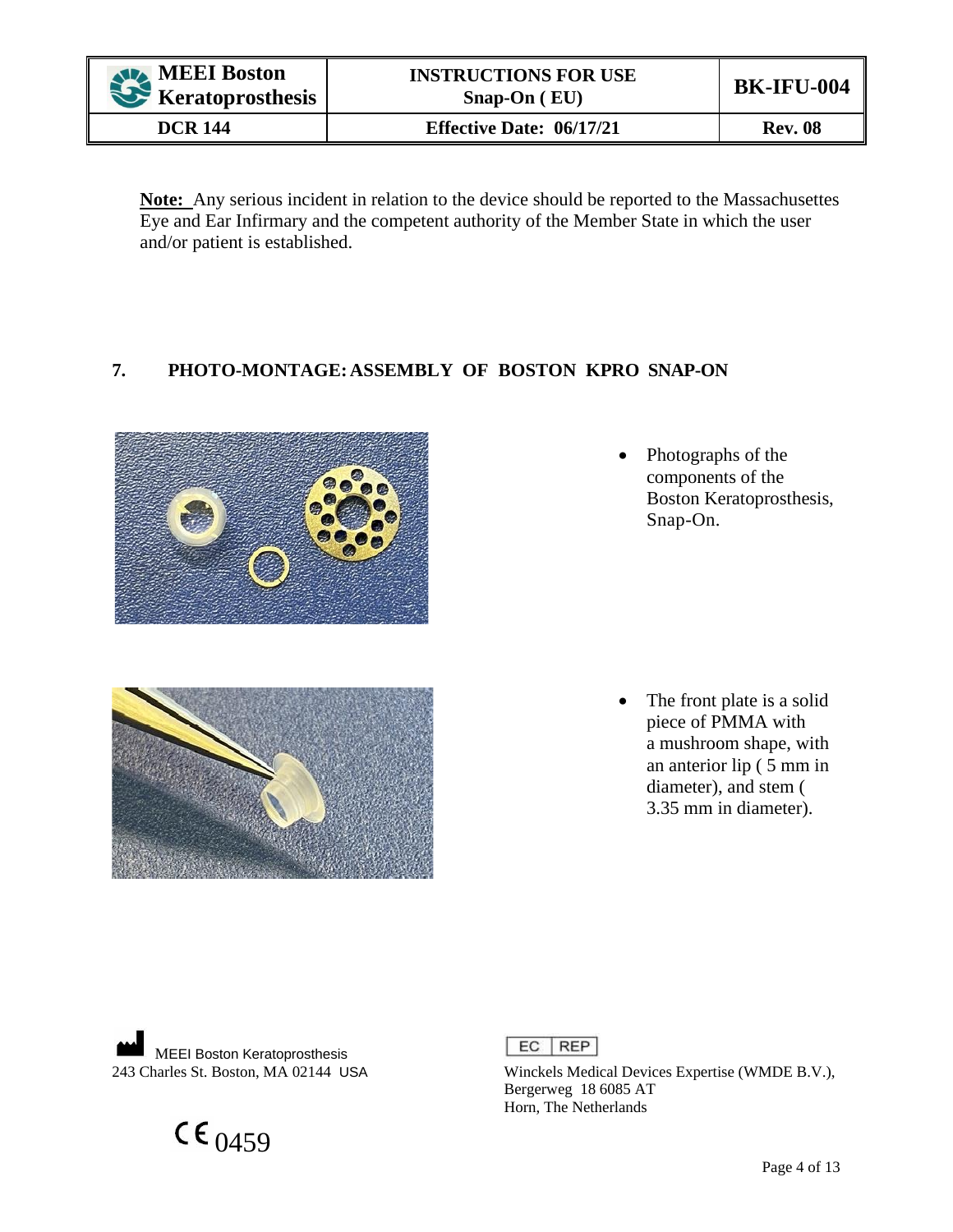**Note:** Any serious incident in relation to the device should be reported to the Massachusetts Eye and Ear Infirmary and the competent authority of the Member State in which the user and/or patient is established.

## 7. PHOTO-MONTAGE: ASSEMBLY OF BOSTON KPRO SNAP-ON

- Photographs of the components of the Boston Keratoprosthesis, Snap-On.

- The front plate is a solid piece of PMMA with a mushroom shape, with an anterior lip ( 5 mm in diameter), and stem ( 3.35 mm in diameter).

MEEI Boston Keratoprosthesis
243 Charles St. Boston, MA 02144 USA

EC REP
Winckels Medical Devices Expertise (WMDE B.V.), Bergerweg 18 6085 AT Horn, The Netherlands

CE 0459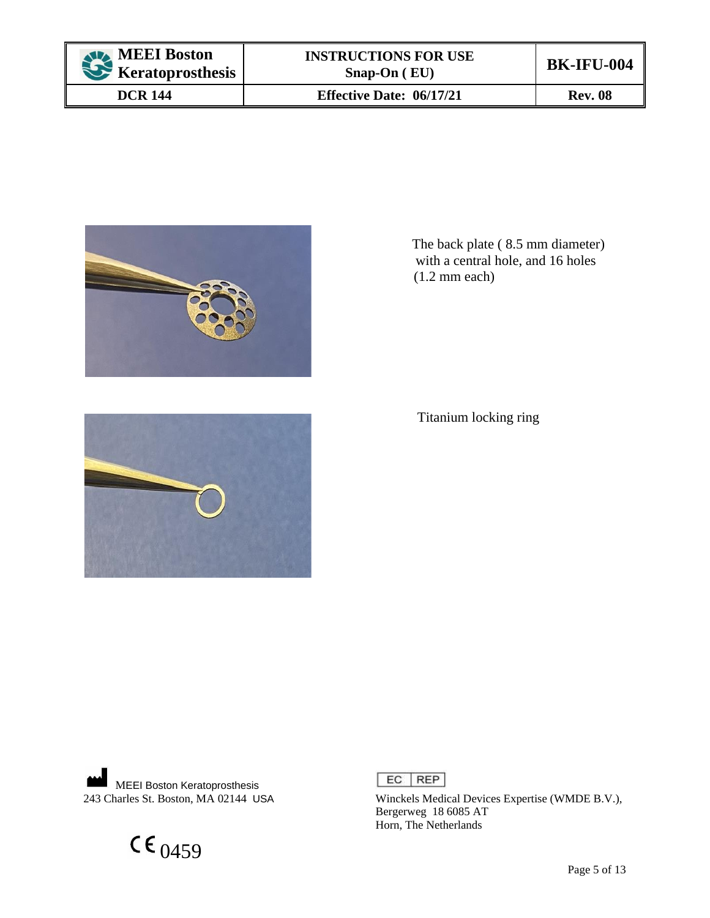The back plate ( 8.5 mm diameter) with a central hole, and 16 holes (1.2 mm each)

Titanium locking ring

MEEI Boston Keratoprosthesis
243 Charles St. Boston, MA 02144 USA

EC REP
Winckels Medical Devices Expertise (WMDE B.V.),
Bergerweg 18 6085 AT
Horn, The Netherlands

CE 0459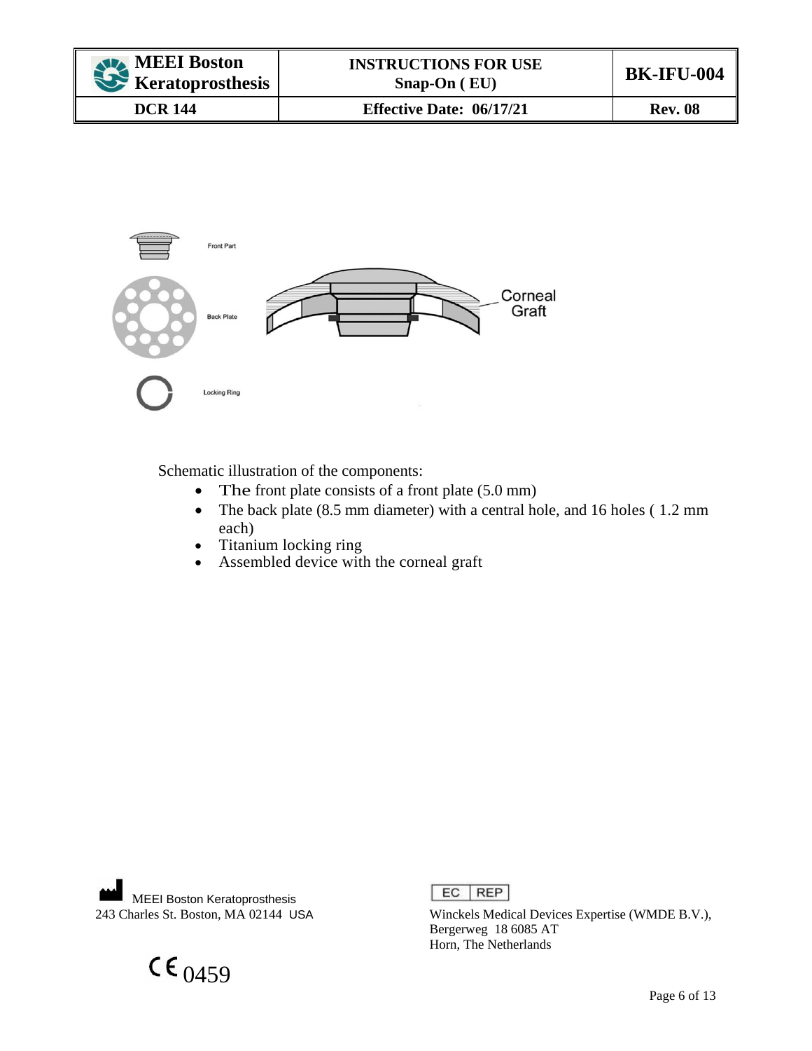Front Part

Back Plate

Locking Ring

Corneal Graft

Schematic illustration of the components:

- The front plate consists of a front plate (5.0 mm)
- The back plate (8.5 mm diameter) with a central hole, and 16 holes ( 1.2 mm each)
- Titanium locking ring
- Assembled device with the corneal graft

MEEI Boston Keratoprosthesis
243 Charles St. Boston, MA 02144 USA

EC REP
Winckels Medical Devices Expertise (WMDE B.V.),
Bergerweg 18 6085 AT
Horn, The Netherlands

CE 0459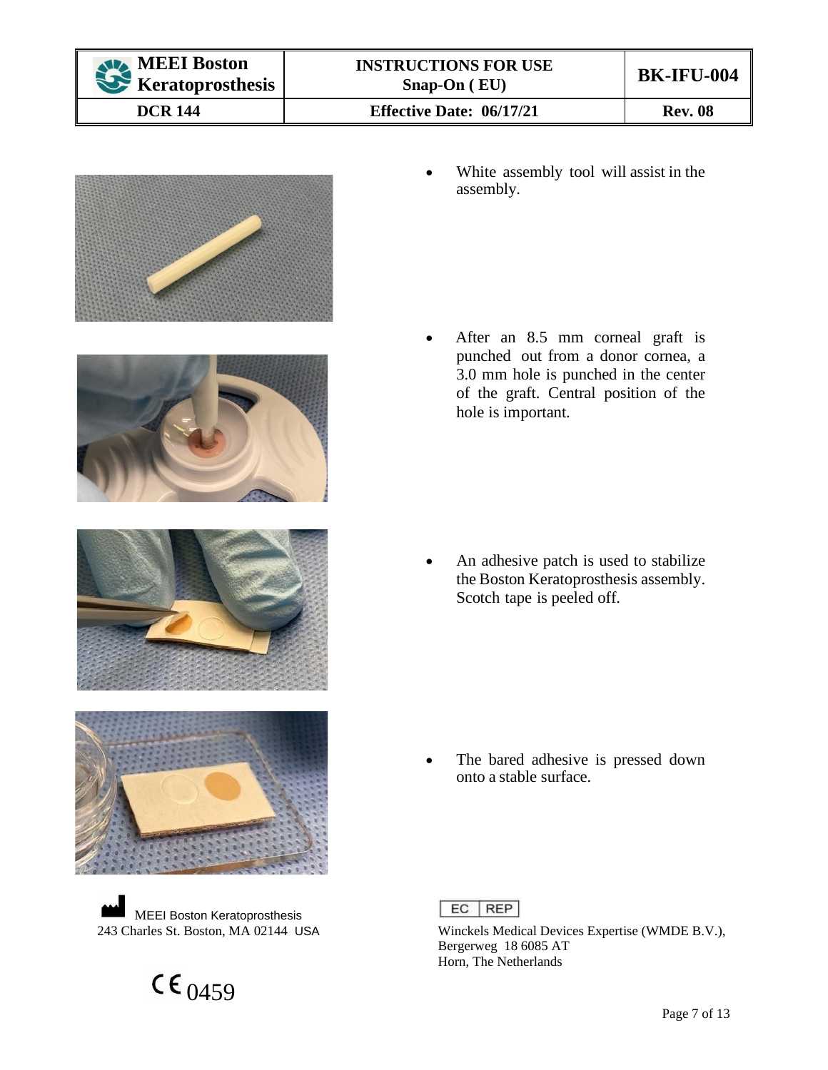- White assembly tool will assist in the assembly.

- After an 8.5 mm corneal graft is punched out from a donor cornea, a 3.0 mm hole is punched in the center of the graft. Central position of the hole is important.

- An adhesive patch is used to stabilize the Boston Keratoprosthesis assembly. Scotch tape is peeled off.

- The bared adhesive is pressed down onto a stable surface.

MEEI Boston Keratoprosthesis
243 Charles St. Boston, MA 02144 USA

CE 0459

EC REP

Winckels Medical Devices Expertise (WMDE B.V.),
Bergerweg 18 6085 AT
Horn, The Netherlands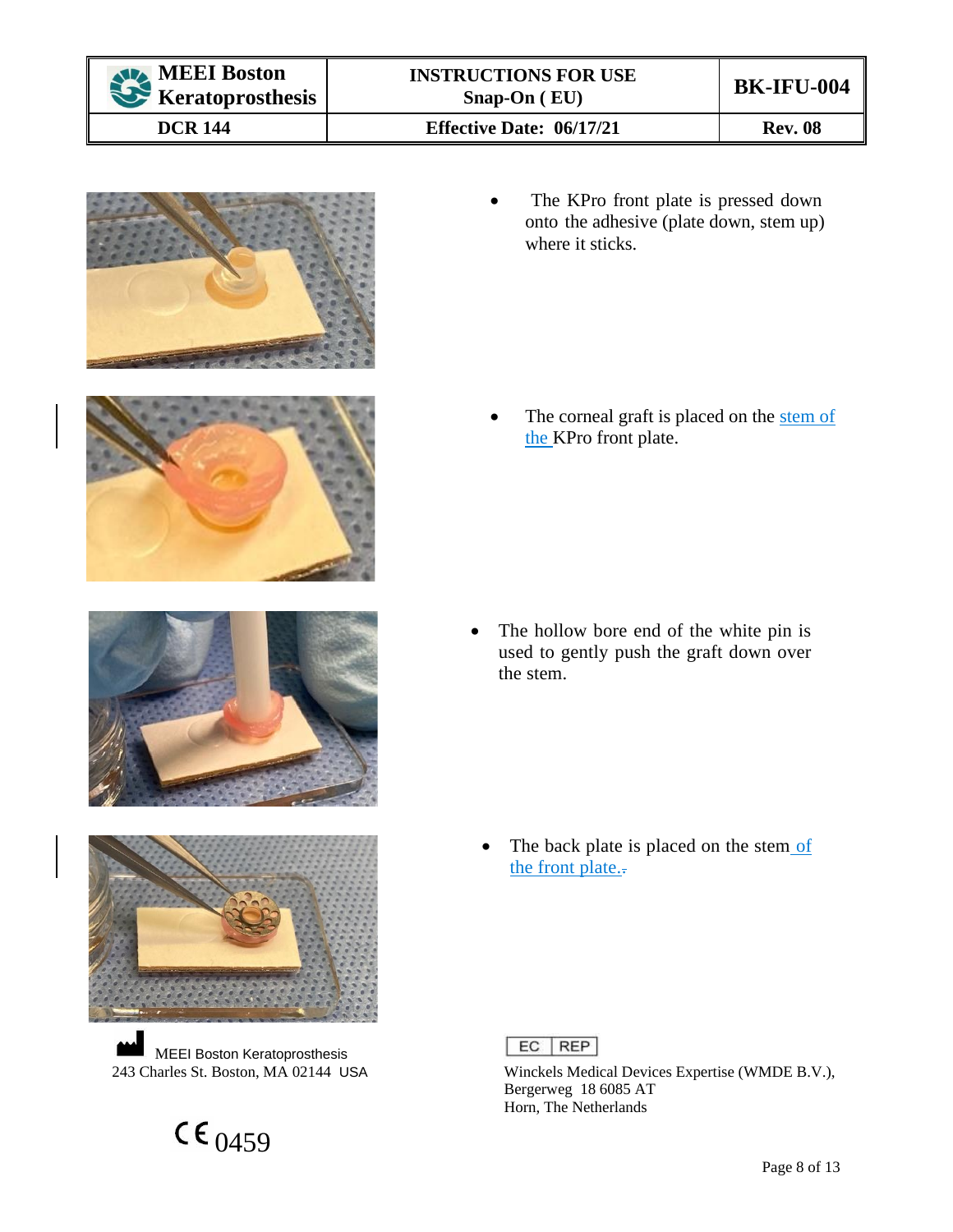- The KPro front plate is pressed down onto the adhesive (plate down, stem up) where it sticks.

- The corneal graft is placed on the stem of the KPro front plate.

- The hollow bore end of the white pin is used to gently push the graft down over the stem.

- The back plate is placed on the stem of the front plate.

MEEI Boston Keratoprosthesis
243 Charles St. Boston, MA 02144 USA

CE 0459

EC REP
Winckels Medical Devices Expertise (WMDE B.V.),
Bergerweg 18 6085 AT
Horn, The Netherlands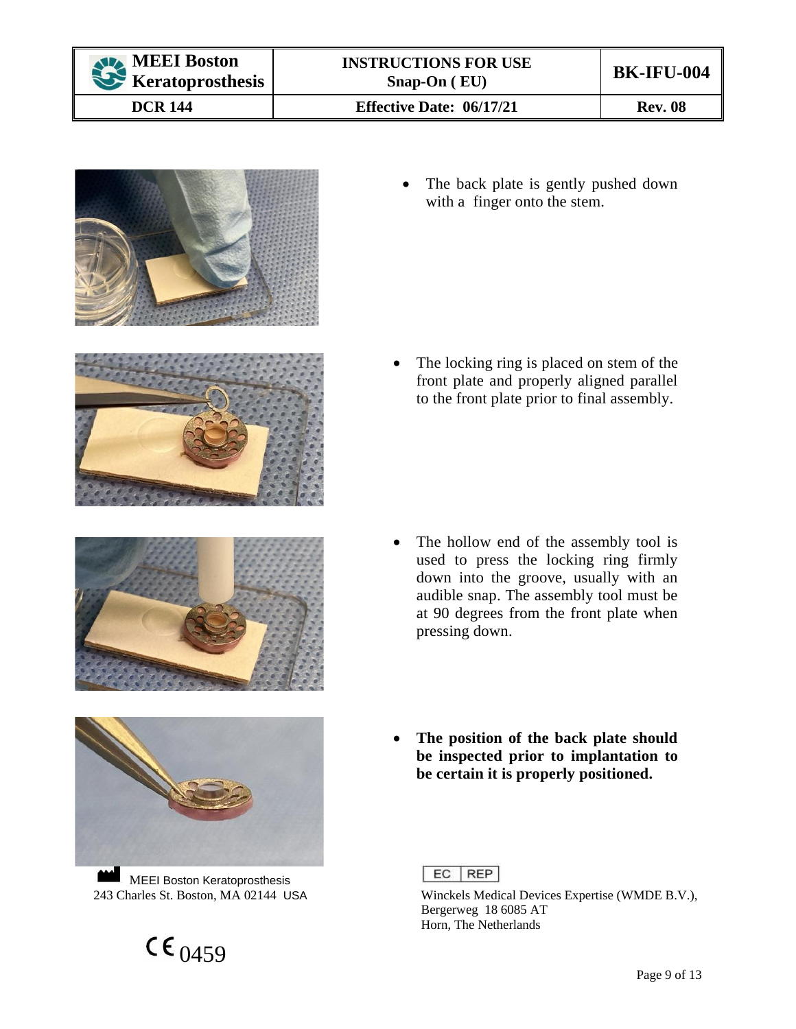- The back plate is gently pushed down with a finger onto the stem.

- The locking ring is placed on stem of the front plate and properly aligned parallel to the front plate prior to final assembly.

- The hollow end of the assembly tool is used to press the locking ring firmly down into the groove, usually with an audible snap. The assembly tool must be at 90 degrees from the front plate when pressing down.

- **The position of the back plate should be inspected prior to implantation to be certain it is properly positioned.**

MEEI Boston Keratoprosthesis
243 Charles St. Boston, MA 02144 USA

CE 0459

EC REP

Winckels Medical Devices Expertise (WMDE B.V.),
Bergerweg 18 6085 AT
Horn, The Netherlands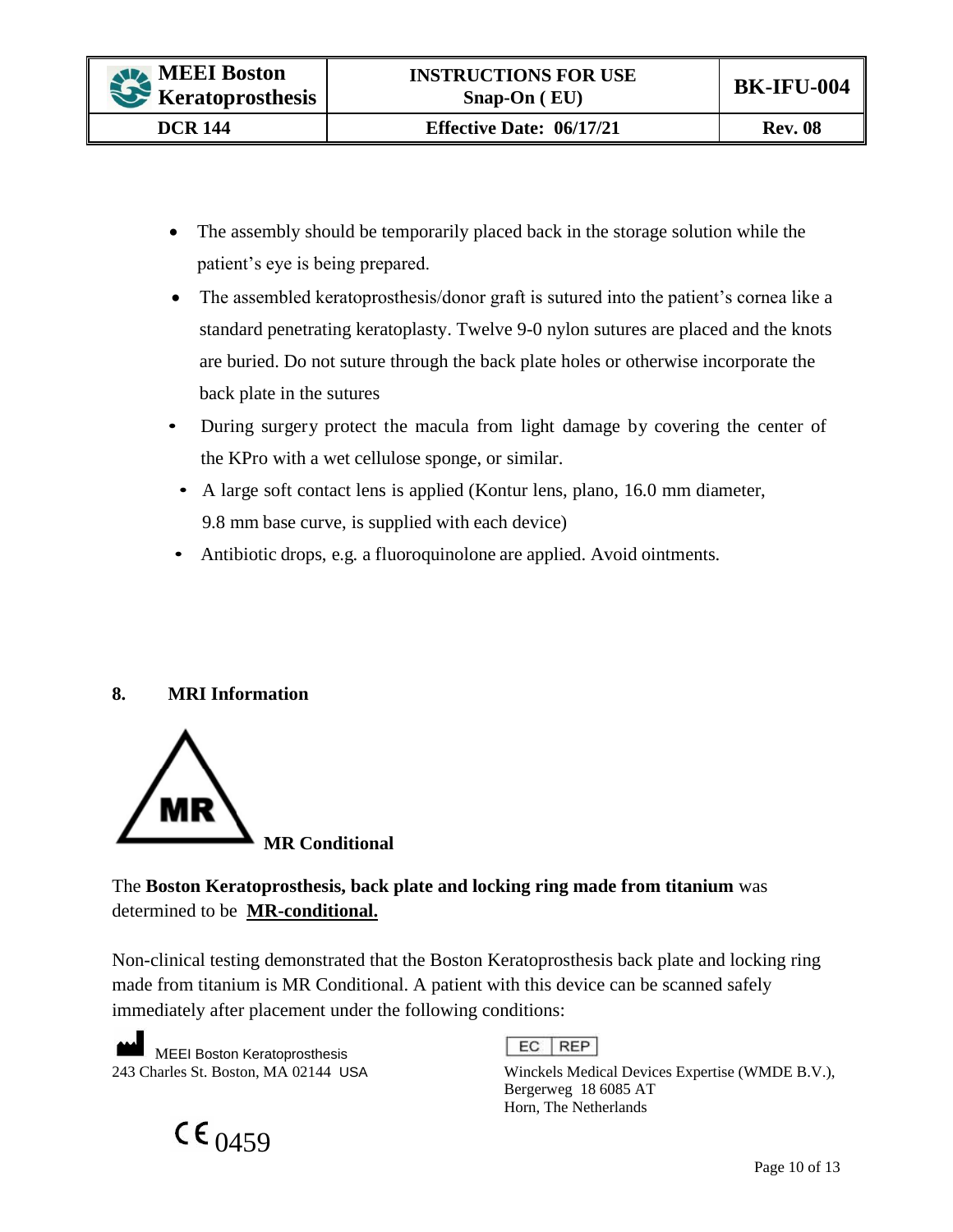- The assembly should be temporarily placed back in the storage solution while the patient's eye is being prepared.
- The assembled keratoprosthesis/donor graft is sutured into the patient's cornea like a standard penetrating keratoplasty. Twelve 9-0 nylon sutures are placed and the knots are buried. Do not suture through the back plate holes or otherwise incorporate the back plate in the sutures
- During surgery protect the macula from light damage by covering the center of the KPro with a wet cellulose sponge, or similar.
- A large soft contact lens is applied (Kontur lens, plano, 16.0 mm diameter, 9.8 mm base curve, is supplied with each device)
- Antibiotic drops, e.g. a fluoroquinolone are applied. Avoid ointments.

## 8. MRI Information

MR

**MR Conditional**

The **Boston Keratoprosthesis, back plate and locking ring made from titanium** was determined to be **MR-conditional.**

Non-clinical testing demonstrated that the Boston Keratoprosthesis back plate and locking ring made from titanium is MR Conditional. A patient with this device can be scanned safely immediately after placement under the following conditions:

MEEI Boston Keratoprosthesis
243 Charles St. Boston, MA 02144 USA

EC REP
Winckels Medical Devices Expertise (WMDE B.V.),
Bergerweg 18 6085 AT
Horn, The Netherlands

CE 0459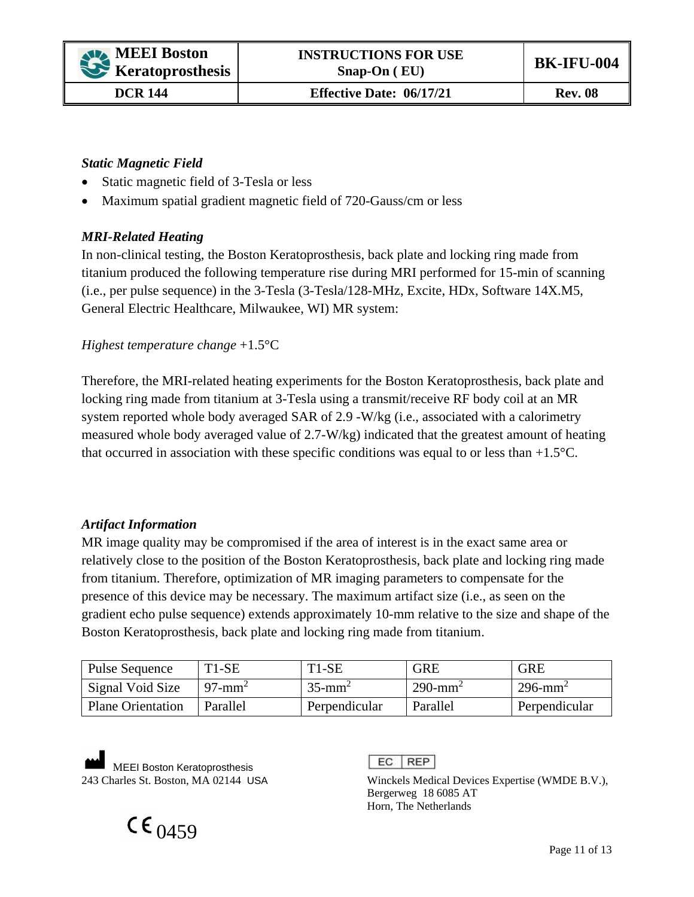### *Static Magnetic Field*

- Static magnetic field of 3-Tesla or less
- Maximum spatial gradient magnetic field of 720-Gauss/cm or less

### *MRI-Related Heating*

In non-clinical testing, the Boston Keratoprosthesis, back plate and locking ring made from titanium produced the following temperature rise during MRI performed for 15-min of scanning (i.e., per pulse sequence) in the 3-Tesla (3-Tesla/128-MHz, Excite, HDx, Software 14X.M5, General Electric Healthcare, Milwaukee, WI) MR system:

*Highest temperature change* +1.5°C

Therefore, the MRI-related heating experiments for the Boston Keratoprosthesis, back plate and locking ring made from titanium at 3-Tesla using a transmit/receive RF body coil at an MR system reported whole body averaged SAR of 2.9 -W/kg (i.e., associated with a calorimetry measured whole body averaged value of 2.7-W/kg) indicated that the greatest amount of heating that occurred in association with these specific conditions was equal to or less than +1.5°C.

### *Artifact Information*

MR image quality may be compromised if the area of interest is in the exact same area or relatively close to the position of the Boston Keratoprosthesis, back plate and locking ring made from titanium. Therefore, optimization of MR imaging parameters to compensate for the presence of this device may be necessary. The maximum artifact size (i.e., as seen on the gradient echo pulse sequence) extends approximately 10-mm relative to the size and shape of the Boston Keratoprosthesis, back plate and locking ring made from titanium.

| Pulse Sequence | T1-SE | T1-SE | GRE | GRE |
|---|---|---|---|---|
| Signal Void Size | 97-mm$^2$ | 35-mm$^2$ | 290-mm$^2$ | 296-mm$^2$ |
| Plane Orientation | Parallel | Perpendicular | Parallel | Perpendicular |

MEEI Boston Keratoprosthesis
243 Charles St. Boston, MA 02144 USA

EC REP
Winckels Medical Devices Expertise (WMDE B.V.),
Bergerweg 18 6085 AT
Horn, The Netherlands

CE 0459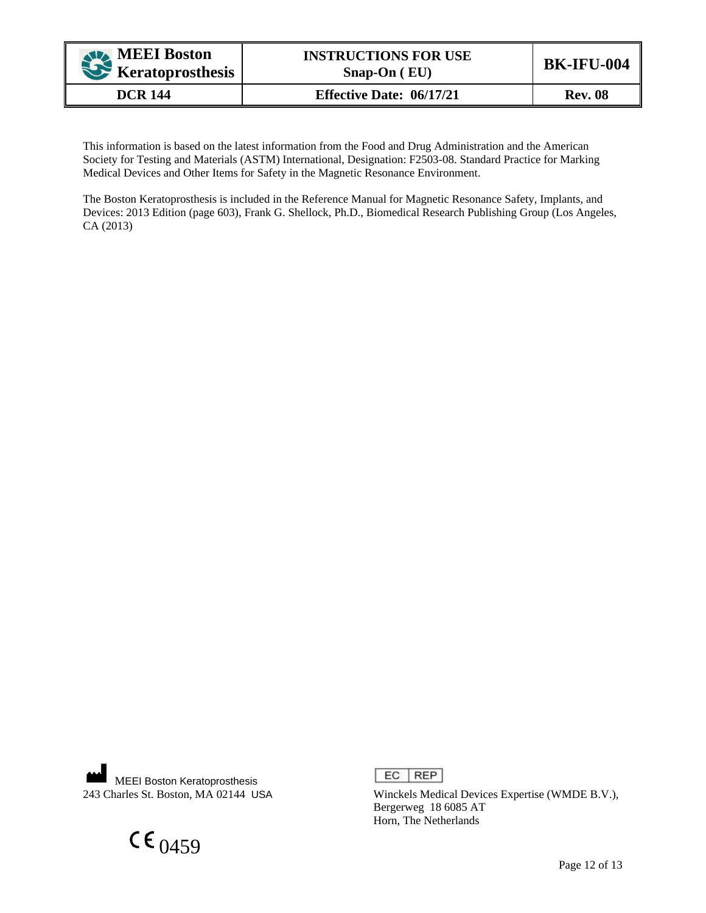This information is based on the latest information from the Food and Drug Administration and the American Society for Testing and Materials (ASTM) International, Designation: F2503-08. Standard Practice for Marking Medical Devices and Other Items for Safety in the Magnetic Resonance Environment.

The Boston Keratoprosthesis is included in the Reference Manual for Magnetic Resonance Safety, Implants, and Devices: 2013 Edition (page 603), Frank G. Shellock, Ph.D., Biomedical Research Publishing Group (Los Angeles, CA (2013)

MEEI Boston Keratoprosthesis
243 Charles St. Boston, MA 02144 USA

EC REP
Winckels Medical Devices Expertise (WMDE B.V.),
Bergerweg 18 6085 AT
Horn, The Netherlands

CE 0459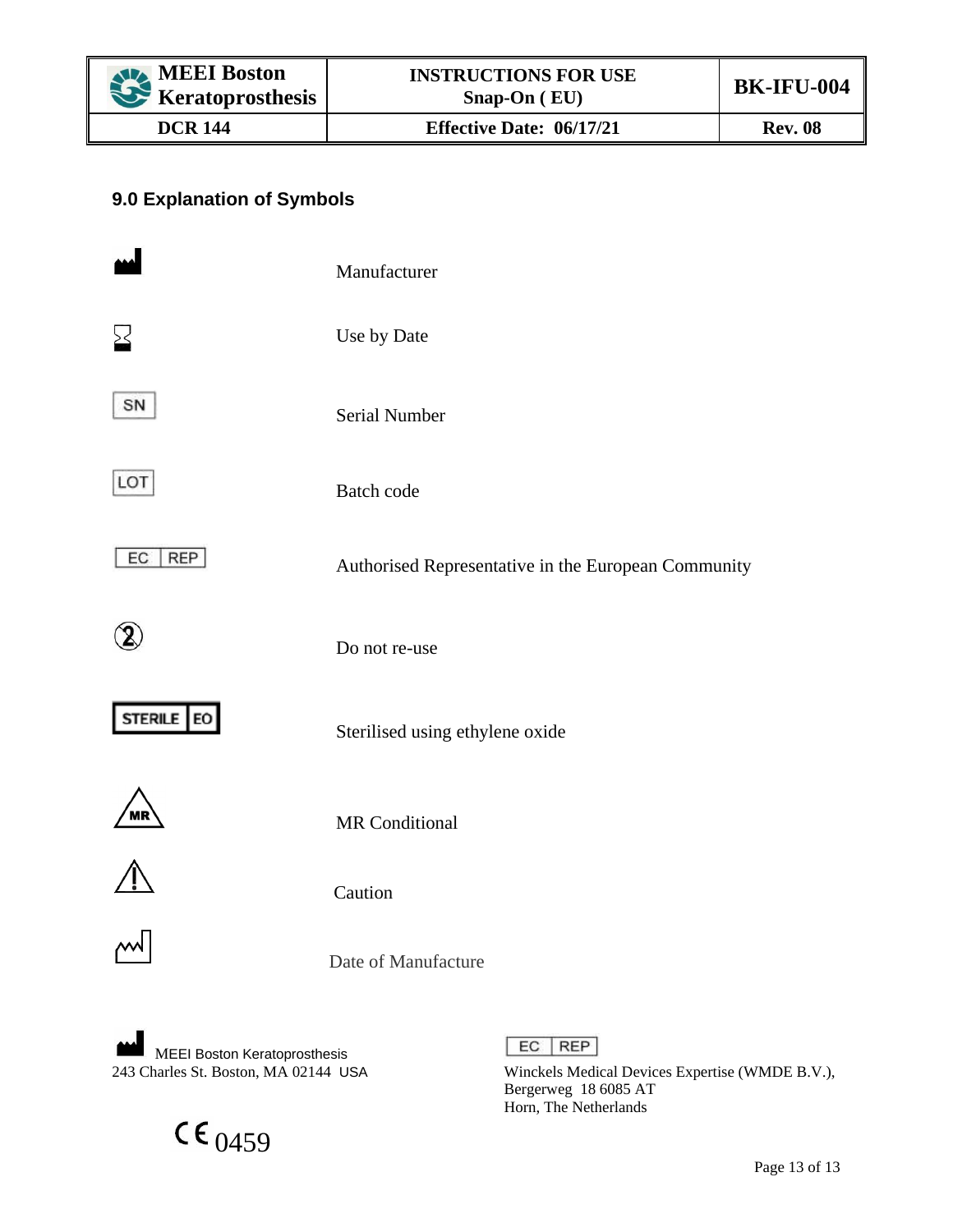## 9.0 Explanation of Symbols

| | |
|---|---|
| | Manufacturer |
| | Use by Date |
| SN | Serial Number |
| LOT | Batch code |
| EC REP | Authorised Representative in the European Community |
| | Do not re-use |
| STERILE EO | Sterilised using ethylene oxide |
| MR | MR Conditional |
| | Caution |
| | Date of Manufacture |

MEEI Boston Keratoprosthesis
243 Charles St. Boston, MA 02144 USA

EC REP
Winckels Medical Devices Expertise (WMDE B.V.),
Bergerweg 18 6085 AT
Horn, The Netherlands

CE 0459